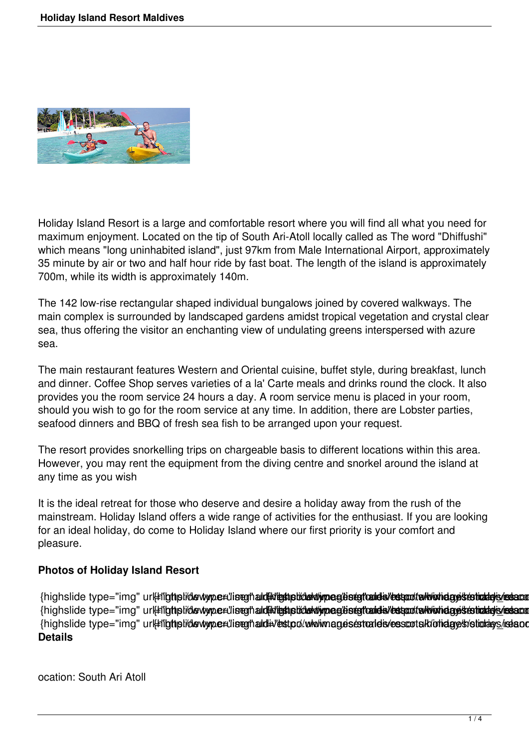Holiday Island Resort is a large and comfortable resort where you will find all what you need for maximum enjoyment. Located on the tip of South Ari-Atoll locally called as The word "Dhiffushi" which means "long uninhabited island", just 97km from Male International Airport, approximately 35 minute by air or two and half hour ride by fast boat. The length of the island is approximately 700m, while its width is approximately 140m.

The 142 low-rise rectangular shaped individual bungalows joined by covered walkways. The main complex is surrounded by landscaped gardens amidst tropical vegetation and crystal clear sea, thus offering the visitor an enchanting view of undulating greens interspersed with azure sea.

The main restaurant features Western and Oriental cuisine, buffet style, during breakfast, lunch and dinner. Coffee Shop serves varieties of a la' Carte meals and drinks round the clock. It also provides you the room service 24 hours a day. A room service menu is placed in your room, should you wish to go for the room service at any time. In addition, there are Lobster parties, seafood dinners and BBQ of fresh sea fish to be arranged upon your request.

The resort provides snorkelling trips on chargeable basis to different locations within this area. However, you may rent the equipment from the diving centre and snorkel around the island at any time as you wish

It is the ideal retreat for those who deserve and desire a holiday away from the rush of the mainstream. Holiday Island offers a wide range of activities for the enthusiast. If you are looking for an ideal holiday, do come to Holiday Island where our first priority is your comfort and pleasure.

**Photos of Holiday Island Resort**

{highslide type="img" url="http://www.travel-maldives.com/images/stories/resorts/holiday-island
{highslide type="img" url="http://www.travel-maldives.com/images/stories/resorts/holiday-island
{highslide type="img" url="http://www.travel-maldives.com/images/stories/resorts/holiday-island

**Details**

ocation: South Ari Atoll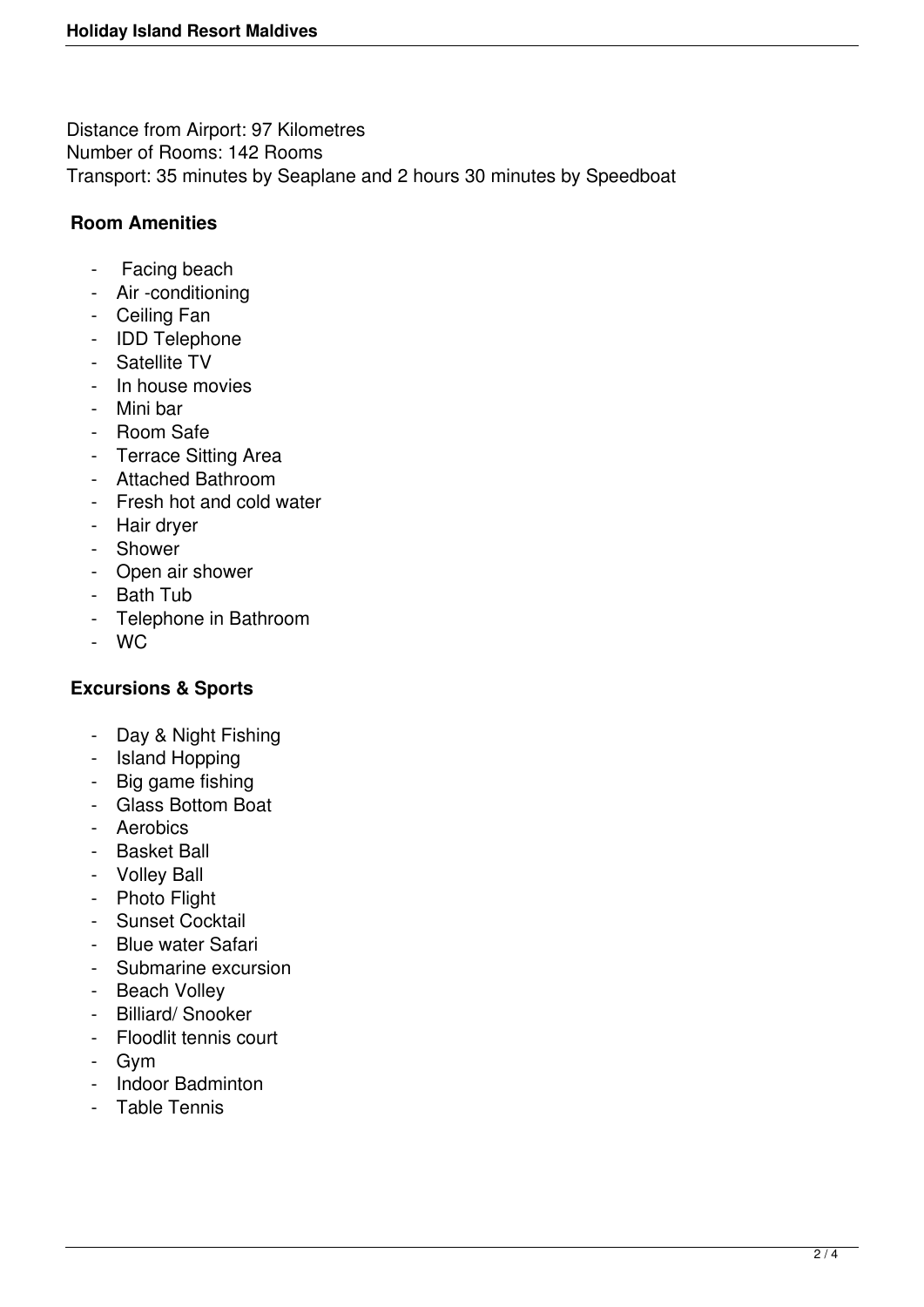Distance from Airport: 97 Kilometres
Number of Rooms: 142 Rooms
Transport: 35 minutes by Seaplane and 2 hours 30 minutes by Speedboat

**Room Amenities**

- Facing beach
- Air -conditioning
- Ceiling Fan
- IDD Telephone
- Satellite TV
- In house movies
- Mini bar
- Room Safe
- Terrace Sitting Area
- Attached Bathroom
- Fresh hot and cold water
- Hair dryer
- Shower
- Open air shower
- Bath Tub
- Telephone in Bathroom
- WC

**Excursions & Sports**

- Day & Night Fishing
- Island Hopping
- Big game fishing
- Glass Bottom Boat
- Aerobics
- Basket Ball
- Volley Ball
- Photo Flight
- Sunset Cocktail
- Blue water Safari
- Submarine excursion
- Beach Volley
- Billiard/ Snooker
- Floodlit tennis court
- Gym
- Indoor Badminton
- Table Tennis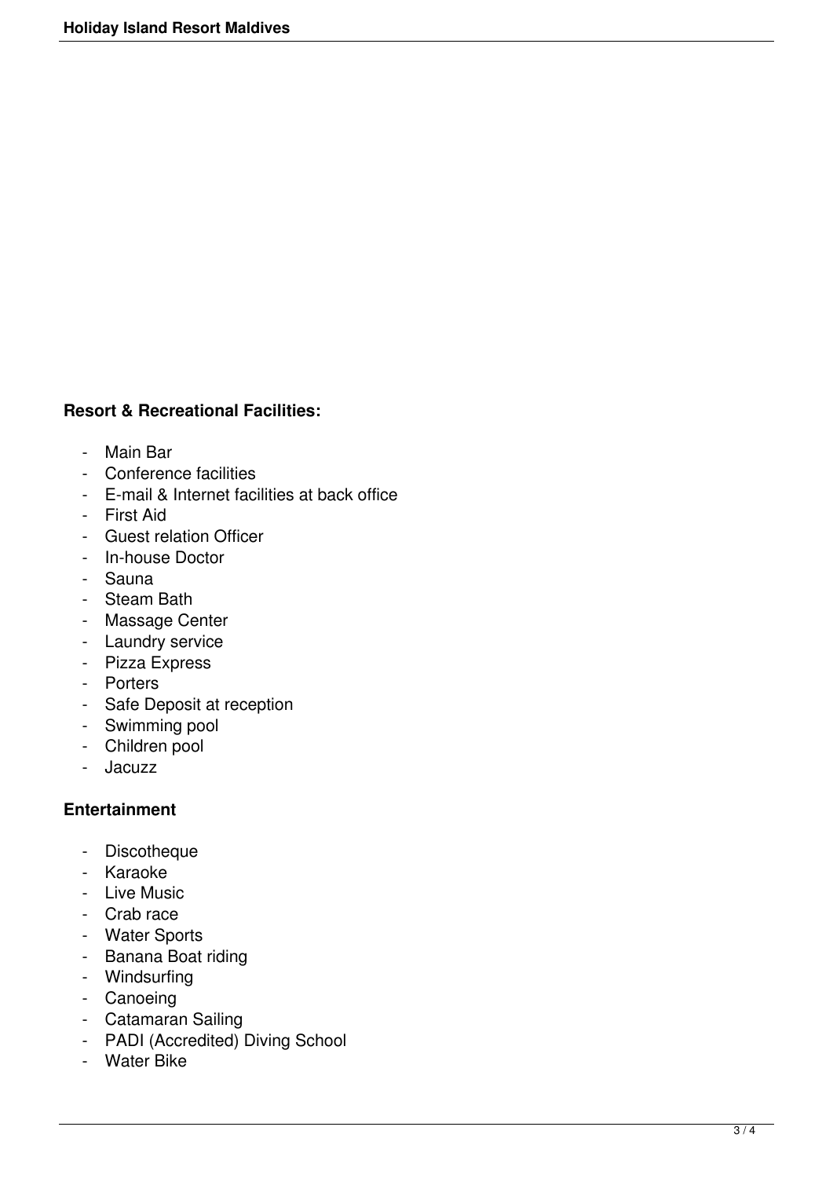**Resort & Recreational Facilities:**

- Main Bar
- Conference facilities
- E-mail & Internet facilities at back office
- First Aid
- Guest relation Officer
- In-house Doctor
- Sauna
- Steam Bath
- Massage Center
- Laundry service
- Pizza Express
- Porters
- Safe Deposit at reception
- Swimming pool
- Children pool
- Jacuzz

**Entertainment**

- Discotheque
- Karaoke
- Live Music
- Crab race
- Water Sports
- Banana Boat riding
- Windsurfing
- Canoeing
- Catamaran Sailing
- PADI (Accredited) Diving School
- Water Bike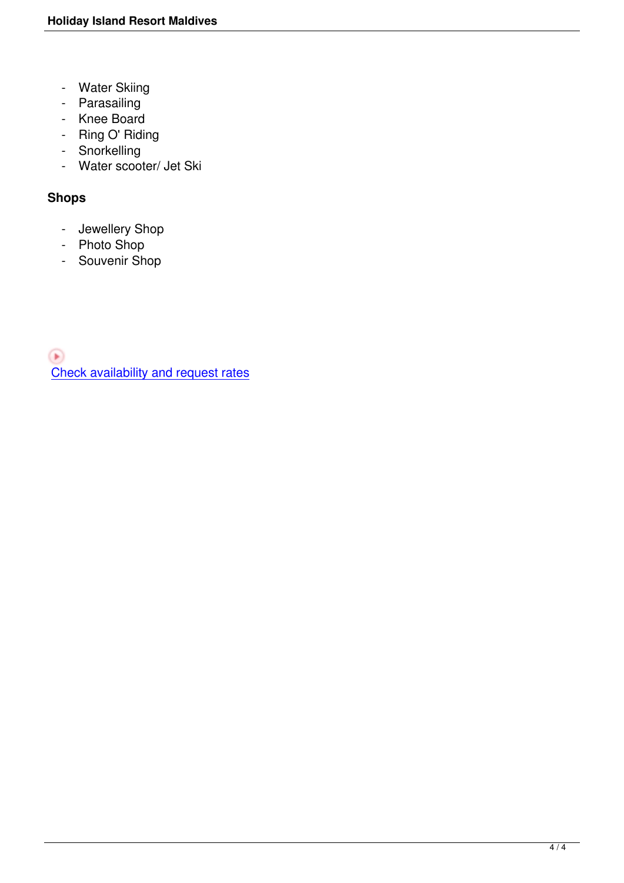- Water Skiing
- Parasailing
- Knee Board
- Ring O' Riding
- Snorkelling
- Water scooter/ Jet Ski

## Shops

- Jewellery Shop
- Photo Shop
- Souvenir Shop

Check availability and request rates